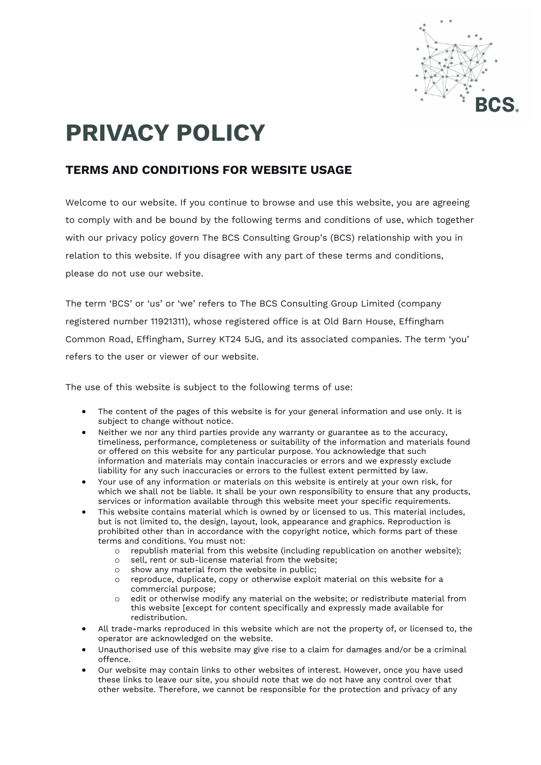# PRIVACY POLICY

## TERMS AND CONDITIONS FOR WEBSITE USAGE

Welcome to our website. If you continue to browse and use this website, you are agreeing to comply with and be bound by the following terms and conditions of use, which together with our privacy policy govern The BCS Consulting Group's (BCS) relationship with you in relation to this website. If you disagree with any part of these terms and conditions, please do not use our website.

The term 'BCS' or 'us' or 'we' refers to The BCS Consulting Group Limited (company registered number 11921311), whose registered office is at Old Barn House, Effingham Common Road, Effingham, Surrey KT24 5JG, and its associated companies. The term 'you' refers to the user or viewer of our website.

The use of this website is subject to the following terms of use:

- The content of the pages of this website is for your general information and use only. It is subject to change without notice.
- Neither we nor any third parties provide any warranty or guarantee as to the accuracy, timeliness, performance, completeness or suitability of the information and materials found or offered on this website for any particular purpose. You acknowledge that such information and materials may contain inaccuracies or errors and we expressly exclude liability for any such inaccuracies or errors to the fullest extent permitted by law.
- Your use of any information or materials on this website is entirely at your own risk, for which we shall not be liable. It shall be your own responsibility to ensure that any products, services or information available through this website meet your specific requirements.
- This website contains material which is owned by or licensed to us. This material includes, but is not limited to, the design, layout, look, appearance and graphics. Reproduction is prohibited other than in accordance with the copyright notice, which forms part of these terms and conditions. You must not:
  - republish material from this website (including republication on another website);
  - sell, rent or sub-license material from the website;
  - show any material from the website in public;
  - reproduce, duplicate, copy or otherwise exploit material on this website for a commercial purpose;
  - edit or otherwise modify any material on the website; or redistribute material from this website [except for content specifically and expressly made available for redistribution.
- All trade-marks reproduced in this website which are not the property of, or licensed to, the operator are acknowledged on the website.
- Unauthorised use of this website may give rise to a claim for damages and/or be a criminal offence.
- Our website may contain links to other websites of interest. However, once you have used these links to leave our site, you should note that we do not have any control over that other website. Therefore, we cannot be responsible for the protection and privacy of any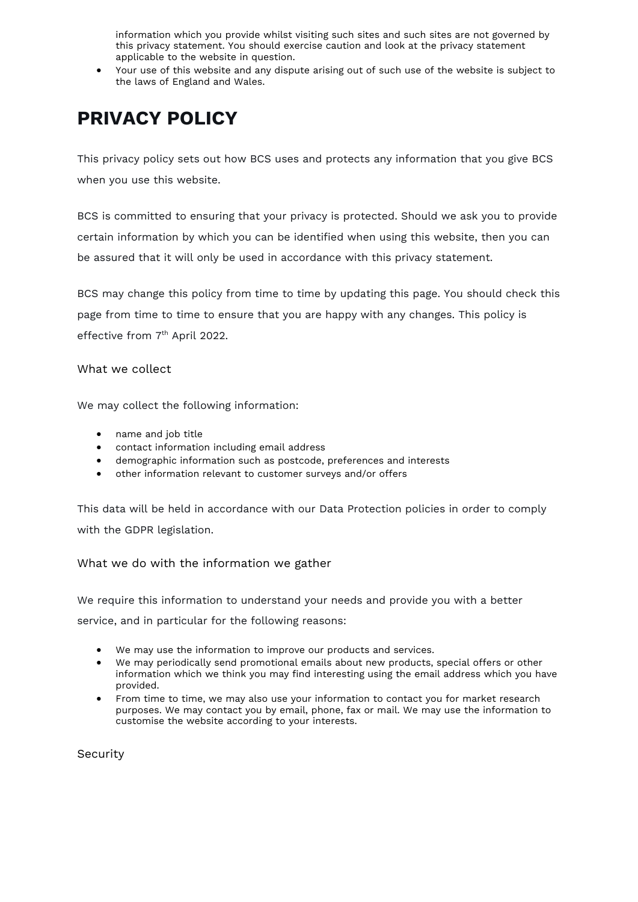information which you provide whilst visiting such sites and such sites are not governed by this privacy statement. You should exercise caution and look at the privacy statement applicable to the website in question.

- Your use of this website and any dispute arising out of such use of the website is subject to the laws of England and Wales.

# PRIVACY POLICY

This privacy policy sets out how BCS uses and protects any information that you give BCS when you use this website.

BCS is committed to ensuring that your privacy is protected. Should we ask you to provide certain information by which you can be identified when using this website, then you can be assured that it will only be used in accordance with this privacy statement.

BCS may change this policy from time to time by updating this page. You should check this page from time to time to ensure that you are happy with any changes. This policy is effective from 7th April 2022.

## What we collect

We may collect the following information:

- name and job title
- contact information including email address
- demographic information such as postcode, preferences and interests
- other information relevant to customer surveys and/or offers

This data will be held in accordance with our Data Protection policies in order to comply with the GDPR legislation.

## What we do with the information we gather

We require this information to understand your needs and provide you with a better service, and in particular for the following reasons:

- We may use the information to improve our products and services.
- We may periodically send promotional emails about new products, special offers or other information which we think you may find interesting using the email address which you have provided.
- From time to time, we may also use your information to contact you for market research purposes. We may contact you by email, phone, fax or mail. We may use the information to customise the website according to your interests.

## Security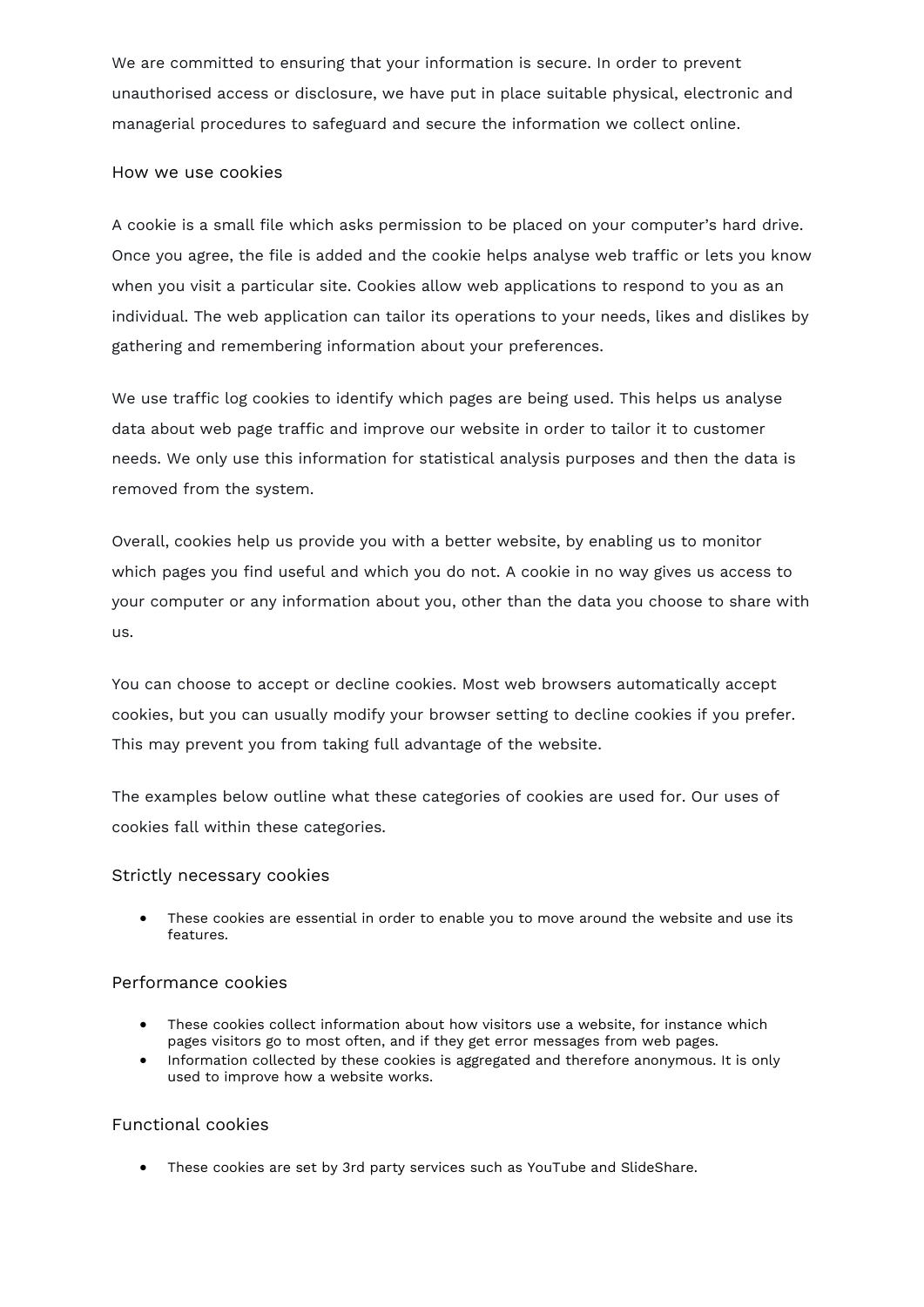We are committed to ensuring that your information is secure. In order to prevent unauthorised access or disclosure, we have put in place suitable physical, electronic and managerial procedures to safeguard and secure the information we collect online.

## How we use cookies

A cookie is a small file which asks permission to be placed on your computer's hard drive. Once you agree, the file is added and the cookie helps analyse web traffic or lets you know when you visit a particular site. Cookies allow web applications to respond to you as an individual. The web application can tailor its operations to your needs, likes and dislikes by gathering and remembering information about your preferences.

We use traffic log cookies to identify which pages are being used. This helps us analyse data about web page traffic and improve our website in order to tailor it to customer needs. We only use this information for statistical analysis purposes and then the data is removed from the system.

Overall, cookies help us provide you with a better website, by enabling us to monitor which pages you find useful and which you do not. A cookie in no way gives us access to your computer or any information about you, other than the data you choose to share with us.

You can choose to accept or decline cookies. Most web browsers automatically accept cookies, but you can usually modify your browser setting to decline cookies if you prefer. This may prevent you from taking full advantage of the website.

The examples below outline what these categories of cookies are used for. Our uses of cookies fall within these categories.

### Strictly necessary cookies

- These cookies are essential in order to enable you to move around the website and use its features.

### Performance cookies

- These cookies collect information about how visitors use a website, for instance which pages visitors go to most often, and if they get error messages from web pages.
- Information collected by these cookies is aggregated and therefore anonymous. It is only used to improve how a website works.

### Functional cookies

- These cookies are set by 3rd party services such as YouTube and SlideShare.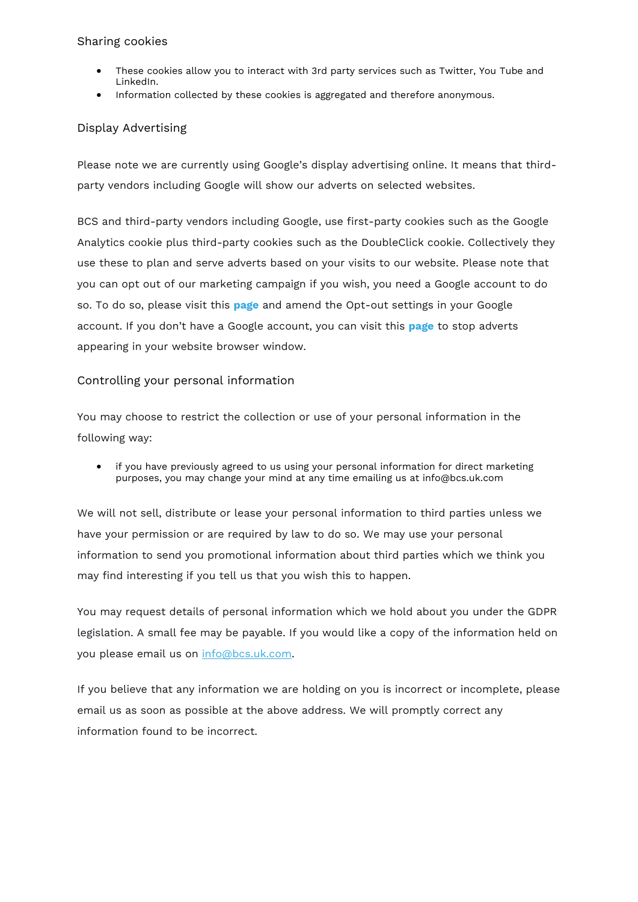## Sharing cookies

- These cookies allow you to interact with 3rd party services such as Twitter, You Tube and LinkedIn.
- Information collected by these cookies is aggregated and therefore anonymous.

## Display Advertising

Please note we are currently using Google's display advertising online. It means that third-party vendors including Google will show our adverts on selected websites.

BCS and third-party vendors including Google, use first-party cookies such as the Google Analytics cookie plus third-party cookies such as the DoubleClick cookie. Collectively they use these to plan and serve adverts based on your visits to our website. Please note that you can opt out of our marketing campaign if you wish, you need a Google account to do so. To do so, please visit this **page** and amend the Opt-out settings in your Google account. If you don't have a Google account, you can visit this **page** to stop adverts appearing in your website browser window.

## Controlling your personal information

You may choose to restrict the collection or use of your personal information in the following way:

- if you have previously agreed to us using your personal information for direct marketing purposes, you may change your mind at any time emailing us at info@bcs.uk.com

We will not sell, distribute or lease your personal information to third parties unless we have your permission or are required by law to do so. We may use your personal information to send you promotional information about third parties which we think you may find interesting if you tell us that you wish this to happen.

You may request details of personal information which we hold about you under the GDPR legislation. A small fee may be payable. If you would like a copy of the information held on you please email us on info@bcs.uk.com.

If you believe that any information we are holding on you is incorrect or incomplete, please email us as soon as possible at the above address. We will promptly correct any information found to be incorrect.